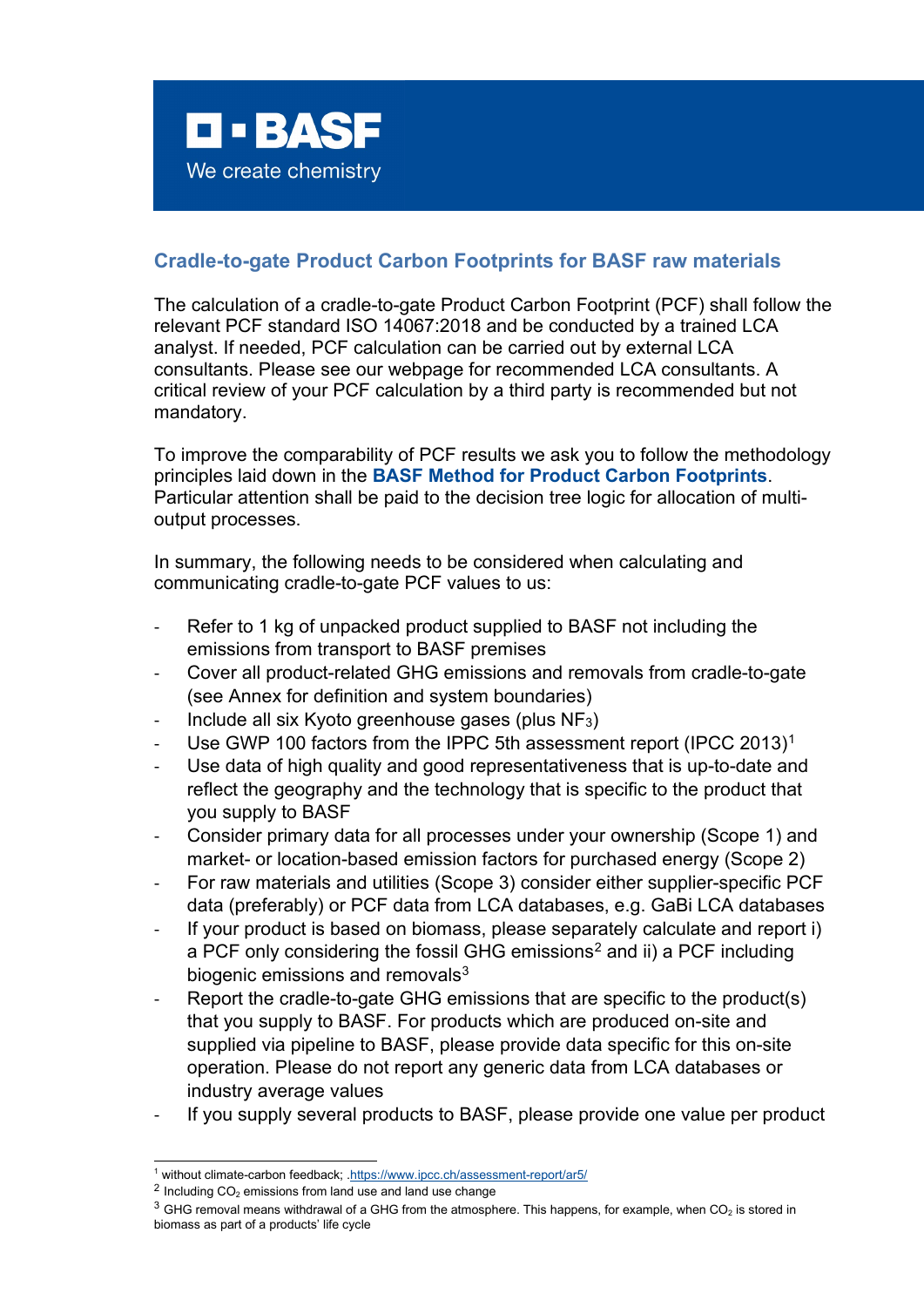**BASF**

We create chemistry

## Cradle-to-gate Product Carbon Footprints for BASF raw materials

The calculation of a cradle-to-gate Product Carbon Footprint (PCF) shall follow the relevant PCF standard ISO 14067:2018 and be conducted by a trained LCA analyst. If needed, PCF calculation can be carried out by external LCA consultants. Please see our webpage for recommended LCA consultants. A critical review of your PCF calculation by a third party is recommended but not mandatory.

To improve the comparability of PCF results we ask you to follow the methodology principles laid down in the **BASF Method for Product Carbon Footprints**. Particular attention shall be paid to the decision tree logic for allocation of multi-output processes.

In summary, the following needs to be considered when calculating and communicating cradle-to-gate PCF values to us:

- Refer to 1 kg of unpacked product supplied to BASF not including the emissions from transport to BASF premises
- Cover all product-related GHG emissions and removals from cradle-to-gate (see Annex for definition and system boundaries)
- Include all six Kyoto greenhouse gases (plus $NF_3$)
- Use GWP 100 factors from the IPPC 5th assessment report (IPCC 2013)[1]
- Use data of high quality and good representativeness that is up-to-date and reflect the geography and the technology that is specific to the product that you supply to BASF
- Consider primary data for all processes under your ownership (Scope 1) and market- or location-based emission factors for purchased energy (Scope 2)
- For raw materials and utilities (Scope 3) consider either supplier-specific PCF data (preferably) or PCF data from LCA databases, e.g. GaBi LCA databases
- If your product is based on biomass, please separately calculate and report i) a PCF only considering the fossil GHG emissions[2] and ii) a PCF including biogenic emissions and removals[3]
- Report the cradle-to-gate GHG emissions that are specific to the product(s) that you supply to BASF. For products which are produced on-site and supplied via pipeline to BASF, please provide data specific for this on-site operation. Please do not report any generic data from LCA databases or industry average values
- If you supply several products to BASF, please provide one value per product

[1] without climate-carbon feedback; .https://www.ipcc.ch/assessment-report/ar5/

[2] Including $CO_2$ emissions from land use and land use change

[3] GHG removal means withdrawal of a GHG from the atmosphere. This happens, for example, when $CO_2$ is stored in biomass as part of a products' life cycle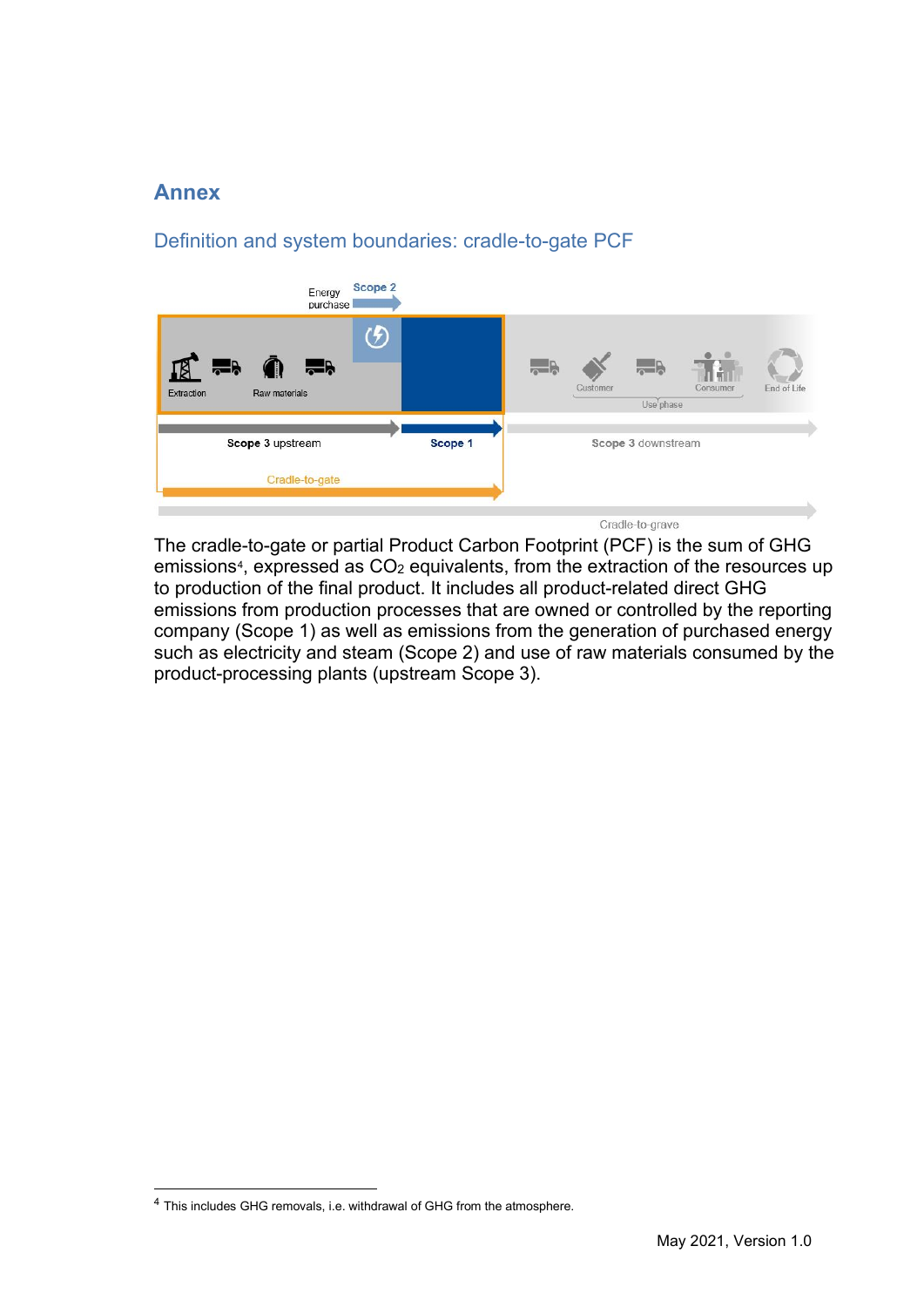# Annex

## Definition and system boundaries: cradle-to-gate PCF

Energy purchase

Scope 2

Extraction

Raw materials

Customer

Consumer

Use phase

End of Life

Scope 3 upstream

Scope 1

Scope 3 downstream

Cradle-to-gate

Cradle-to-grave

The cradle-to-gate or partial Product Carbon Footprint (PCF) is the sum of GHG emissions[4], expressed as $CO_2$ equivalents, from the extraction of the resources up to production of the final product. It includes all product-related direct GHG emissions from production processes that are owned or controlled by the reporting company (Scope 1) as well as emissions from the generation of purchased energy such as electricity and steam (Scope 2) and use of raw materials consumed by the product-processing plants (upstream Scope 3).

[4] This includes GHG removals, i.e. withdrawal of GHG from the atmosphere.

May 2021, Version 1.0